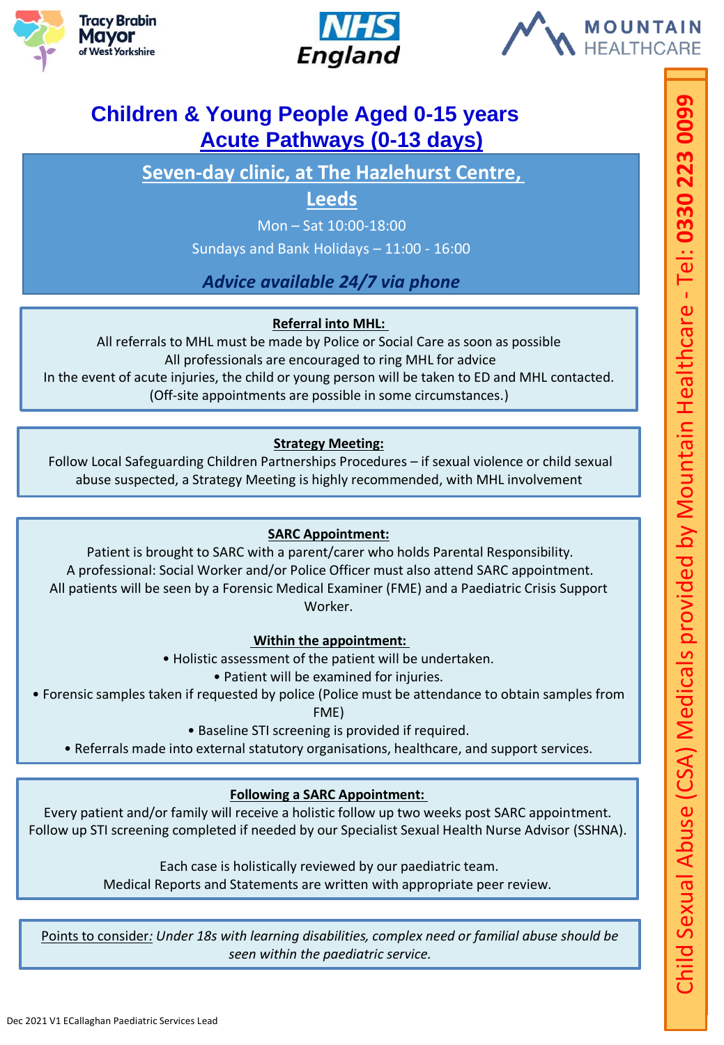Tracy Brabin Mayor of West Yorkshire

NHS England

MOUNTAIN HEALTHCARE

# Children & Young People Aged 0-15 years
## Acute Pathways (0-13 days)

### Seven-day clinic, at The Hazlehurst Centre, Leeds

Mon – Sat 10:00-18:00

Sundays and Bank Holidays – 11:00 - 16:00

***Advice available 24/7 via phone***

**Referral into MHL:**

All referrals to MHL must be made by Police or Social Care as soon as possible
All professionals are encouraged to ring MHL for advice
In the event of acute injuries, the child or young person will be taken to ED and MHL contacted.
(Off-site appointments are possible in some circumstances.)

**Strategy Meeting:**

Follow Local Safeguarding Children Partnerships Procedures – if sexual violence or child sexual abuse suspected, a Strategy Meeting is highly recommended, with MHL involvement

**SARC Appointment:**

Patient is brought to SARC with a parent/carer who holds Parental Responsibility.
A professional: Social Worker and/or Police Officer must also attend SARC appointment.
All patients will be seen by a Forensic Medical Examiner (FME) and a Paediatric Crisis Support Worker.

**Within the appointment:**

- Holistic assessment of the patient will be undertaken.
- Patient will be examined for injuries.
- Forensic samples taken if requested by police (Police must be attendance to obtain samples from FME)
- Baseline STI screening is provided if required.
- Referrals made into external statutory organisations, healthcare, and support services.

**Following a SARC Appointment:**

Every patient and/or family will receive a holistic follow up two weeks post SARC appointment.
Follow up STI screening completed if needed by our Specialist Sexual Health Nurse Advisor (SSHNA).

Each case is holistically reviewed by our paediatric team.
Medical Reports and Statements are written with appropriate peer review.

Points to consider: *Under 18s with learning disabilities, complex need or familial abuse should be seen within the paediatric service.*

Child Sexual Abuse (CSA) Medicals provided by Mountain Healthcare - Tel: **0330 223 0099**

Dec 2021 V1 ECallaghan Paediatric Services Lead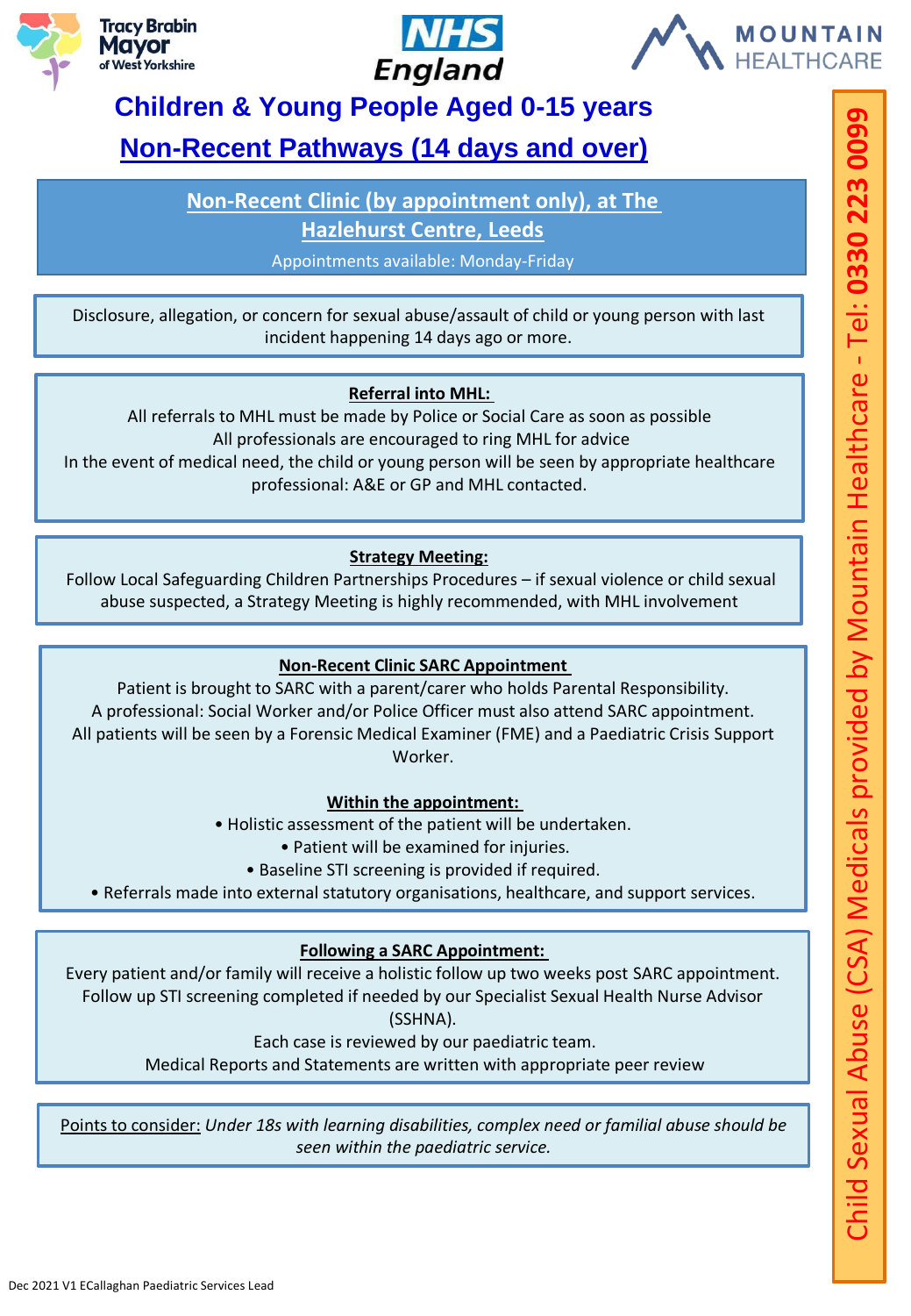Tracy Brabin Mayor of West Yorkshire

NHS England

MOUNTAIN HEALTHCARE

# Children & Young People Aged 0-15 years

## Non-Recent Pathways (14 days and over)

**Non-Recent Clinic (by appointment only), at The Hazlehurst Centre, Leeds**

Appointments available: Monday-Friday

Disclosure, allegation, or concern for sexual abuse/assault of child or young person with last incident happening 14 days ago or more.

**Referral into MHL:**

All referrals to MHL must be made by Police or Social Care as soon as possible
All professionals are encouraged to ring MHL for advice
In the event of medical need, the child or young person will be seen by appropriate healthcare professional: A&E or GP and MHL contacted.

**Strategy Meeting:**

Follow Local Safeguarding Children Partnerships Procedures – if sexual violence or child sexual abuse suspected, a Strategy Meeting is highly recommended, with MHL involvement

**Non-Recent Clinic SARC Appointment**

Patient is brought to SARC with a parent/carer who holds Parental Responsibility.
A professional: Social Worker and/or Police Officer must also attend SARC appointment.
All patients will be seen by a Forensic Medical Examiner (FME) and a Paediatric Crisis Support Worker.

**Within the appointment:**

- Holistic assessment of the patient will be undertaken.
- Patient will be examined for injuries.
- Baseline STI screening is provided if required.
- Referrals made into external statutory organisations, healthcare, and support services.

**Following a SARC Appointment:**

Every patient and/or family will receive a holistic follow up two weeks post SARC appointment.
Follow up STI screening completed if needed by our Specialist Sexual Health Nurse Advisor (SSHNA).
Each case is reviewed by our paediatric team.
Medical Reports and Statements are written with appropriate peer review

Points to consider: *Under 18s with learning disabilities, complex need or familial abuse should be seen within the paediatric service.*

Child Sexual Abuse (CSA) Medicals provided by Mountain Healthcare - Tel: **0330 223 0099**

Dec 2021 V1 ECallaghan Paediatric Services Lead